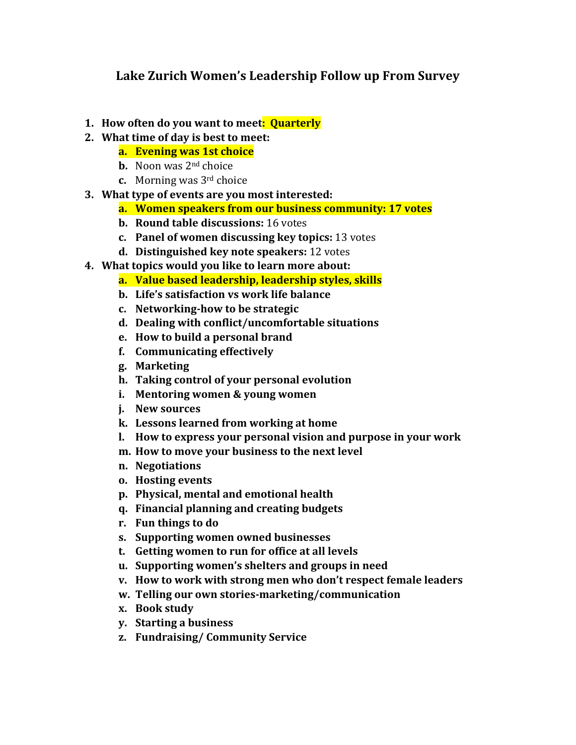# Lake Zurich Women's Leadership Follow up From Survey

1. **How often do you want to meet: Quarterly**
2. **What time of day is best to meet:**
   a. **Evening was 1st choice**
   b. Noon was 2nd choice
   c. Morning was 3rd choice
3. **What type of events are you most interested:**
   a. **Women speakers from our business community: 17 votes**
   b. **Round table discussions:** 16 votes
   c. **Panel of women discussing key topics:** 13 votes
   d. **Distinguished key note speakers:** 12 votes
4. **What topics would you like to learn more about:**
   a. **Value based leadership, leadership styles, skills**
   b. **Life's satisfaction vs work life balance**
   c. **Networking-how to be strategic**
   d. **Dealing with conflict/uncomfortable situations**
   e. **How to build a personal brand**
   f. **Communicating effectively**
   g. **Marketing**
   h. **Taking control of your personal evolution**
   i. **Mentoring women & young women**
   j. **New sources**
   k. **Lessons learned from working at home**
   l. **How to express your personal vision and purpose in your work**
   m. **How to move your business to the next level**
   n. **Negotiations**
   o. **Hosting events**
   p. **Physical, mental and emotional health**
   q. **Financial planning and creating budgets**
   r. **Fun things to do**
   s. **Supporting women owned businesses**
   t. **Getting women to run for office at all levels**
   u. **Supporting women's shelters and groups in need**
   v. **How to work with strong men who don't respect female leaders**
   w. **Telling our own stories-marketing/communication**
   x. **Book study**
   y. **Starting a business**
   z. **Fundraising/ Community Service**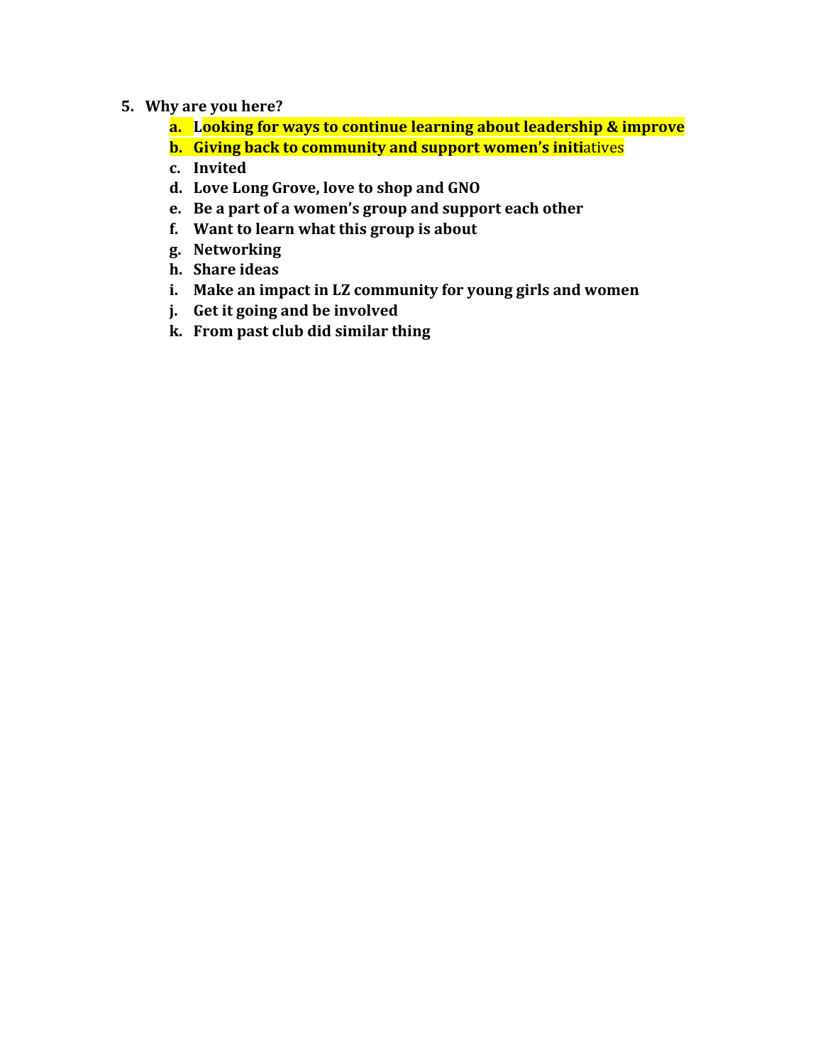5. **Why are you here?**
    a. **Looking for ways to continue learning about leadership & improve**
    b. **Giving back to community and support women's initi**atives
    c. **Invited**
    d. **Love Long Grove, love to shop and GNO**
    e. **Be a part of a women's group and support each other**
    f. **Want to learn what this group is about**
    g. **Networking**
    h. **Share ideas**
    i. **Make an impact in LZ community for young girls and women**
    j. **Get it going and be involved**
    k. **From past club did similar thing**